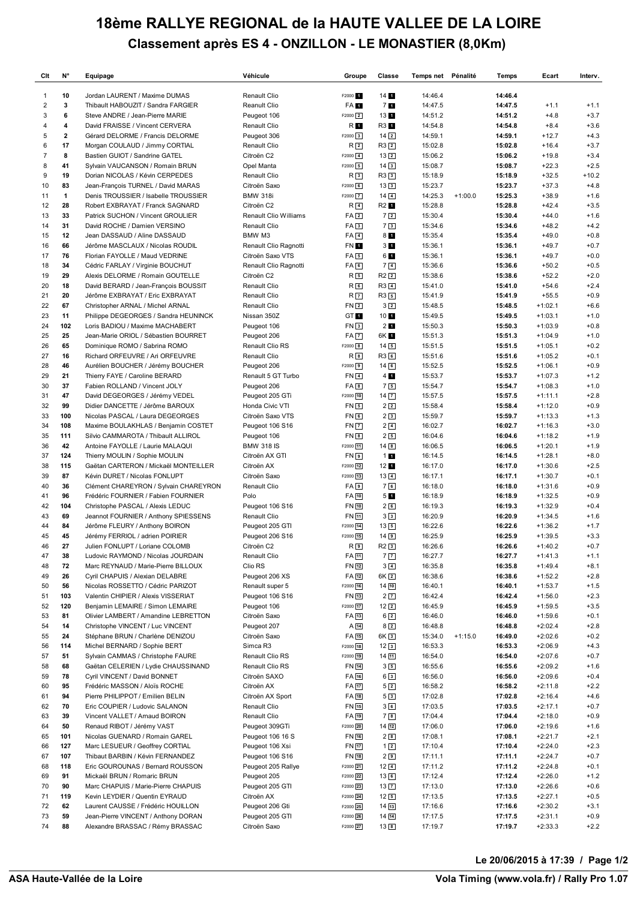# 18ème RALLYE REGIONAL de la HAUTE VALLEE DE LA LOIRE

## Classement après ES 4 - ONZILLON - LE MONASTIER (8,0Km)

| Clt | N° | Equipage | Véhicule | Groupe | Classe | Temps net | Pénalité | Temps | Ecart | Interv. |
|---|---|---|---|---|---|---|---|---|---|---|
| 1 | 10 | Jordan LAURENT / Maxime DUMAS | Renault Clio | F2000 1 | 14 1 | 14:46.4 | | 14:46.4 | | |
| 2 | 3 | Thibault HABOUZIT / Sandra FARGIER | Reanult Clio | FA 1 | 7 1 | 14:47.5 | | 14:47.5 | +1.1 | +1.1 |
| 3 | 6 | Steve ANDRE / Jean-Pierre MARIE | Peugeot 106 | F2000 2 | 13 1 | 14:51.2 | | 14:51.2 | +4.8 | +3.7 |
| 4 | 4 | David FRAISSE / Vincent CERVERA | Renault Clio | R 1 | R3 1 | 14:54.8 | | 14:54.8 | +8.4 | +3.6 |
| 5 | 2 | Gérard DELORME / Francis DELORME | Peugeot 306 | F2000 3 | 14 2 | 14:59.1 | | 14:59.1 | +12.7 | +4.3 |
| 6 | 17 | Morgan COULAUD / Jimmy CORTIAL | Renault Clio | R 2 | R3 2 | 15:02.8 | | 15:02.8 | +16.4 | +3.7 |
| 7 | 8 | Bastien GUIOT / Sandrine GATEL | Citroën C2 | F2000 4 | 13 2 | 15:06.2 | | 15:06.2 | +19.8 | +3.4 |
| 8 | 41 | Sylvain VAUCANSON / Romain BRUN | Opel Manta | F2000 5 | 14 3 | 15:08.7 | | 15:08.7 | +22.3 | +2.5 |
| 9 | 19 | Dorian NICOLAS / Kévin CERPEDES | Renault Clio | R 3 | R3 3 | 15:18.9 | | 15:18.9 | +32.5 | +10.2 |
| 10 | 83 | Jean-François TURNEL / David MARAS | Citroën Saxo | F2000 6 | 13 3 | 15:23.7 | | 15:23.7 | +37.3 | +4.8 |
| 11 | 1 | Denis TROUSSIER / Isabelle TROUSSIER | BMW 318i | F2000 7 | 14 4 | 14:25.3 | +1:00.0 | 15:25.3 | +38.9 | +1.6 |
| 12 | 28 | Robert EXBRAYAT / Franck SAGNARD | Citroën C2 | R 4 | R2 1 | 15:28.8 | | 15:28.8 | +42.4 | +3.5 |
| 13 | 33 | Patrick SUCHON / Vincent GROULIER | Renault Clio Williams | FA 2 | 7 2 | 15:30.4 | | 15:30.4 | +44.0 | +1.6 |
| 14 | 31 | David ROCHE / Damien VERSINO | Renault Clio | FA 3 | 7 3 | 15:34.6 | | 15:34.6 | +48.2 | +4.2 |
| 15 | 12 | Jean DASSAUD / Aline DASSAUD | BMW M3 | FA 4 | 8 1 | 15:35.4 | | 15:35.4 | +49.0 | +0.8 |
| 16 | 66 | Jérôme MASCLAUX / Nicolas ROUDIL | Renault Clio Ragnotti | FN 1 | 3 1 | 15:36.1 | | 15:36.1 | +49.7 | +0.7 |
| 17 | 76 | Florian FAYOLLE / Maud VEDRINE | Citroën Saxo VTS | FA 5 | 6 1 | 15:36.1 | | 15:36.1 | +49.7 | +0.0 |
| 18 | 34 | Cédric FARLAY / Virginie BOUCHUT | Renault Clio Ragnotti | FA 6 | 7 4 | 15:36.6 | | 15:36.6 | +50.2 | +0.5 |
| 19 | 29 | Alexis DELORME / Romain GOUTELLE | Citroën C2 | R 5 | R2 2 | 15:38.6 | | 15:38.6 | +52.2 | +2.0 |
| 20 | 18 | David BERARD / Jean-François BOUSSIT | Renault Clio | R 6 | R3 4 | 15:41.0 | | 15:41.0 | +54.6 | +2.4 |
| 21 | 20 | Jérôme EXBRAYAT / Eric EXBRAYAT | Renault Clio | R 7 | R3 5 | 15:41.9 | | 15:41.9 | +55.5 | +0.9 |
| 22 | 67 | Christopher ARNAL / Michel ARNAL | Renault Clio | FN 2 | 3 2 | 15:48.5 | | 15:48.5 | +1:02.1 | +6.6 |
| 23 | 11 | Philippe DEGEORGES / Sandra HEUNINCK | Nissan 350Z | GT 1 | 10 1 | 15:49.5 | | 15:49.5 | +1:03.1 | +1.0 |
| 24 | 102 | Loris BADIOU / Maxime MACHABERT | Peugeot 106 | FN 3 | 2 1 | 15:50.3 | | 15:50.3 | +1:03.9 | +0.8 |
| 25 | 25 | Jean-Marie ORIOL / Sébastien BOURRET | Peugeot 206 | FA 7 | 6K 1 | 15:51.3 | | 15:51.3 | +1:04.9 | +1.0 |
| 26 | 65 | Dominique ROMO / Sabrina ROMO | Renault Clio RS | F2000 8 | 14 5 | 15:51.5 | | 15:51.5 | +1:05.1 | +0.2 |
| 27 | 16 | Richard ORFEUVRE / Ari ORFEUVRE | Renault Clio | R 8 | R3 6 | 15:51.6 | | 15:51.6 | +1:05.2 | +0.1 |
| 28 | 46 | Aurélien BOUCHER / Jérémy BOUCHER | Peugeot 206 | F2000 9 | 14 6 | 15:52.5 | | 15:52.5 | +1:06.1 | +0.9 |
| 29 | 21 | Thierry FAYE / Caroline BERARD | Renault 5 GT Turbo | FN 4 | 4 1 | 15:53.7 | | 15:53.7 | +1:07.3 | +1.2 |
| 30 | 37 | Fabien ROLLAND / Vincent JOLY | Peugeot 206 | FA 8 | 7 5 | 15:54.7 | | 15:54.7 | +1:08.3 | +1.0 |
| 31 | 47 | David DEGEORGES / Jérémy VEDEL | Peugeot 205 GTi | F2000 10 | 14 7 | 15:57.5 | | 15:57.5 | +1:11.1 | +2.8 |
| 32 | 99 | Didier DANCETTE / Jérôme BAROUX | Honda Civic VTI | FN 5 | 2 2 | 15:58.4 | | 15:58.4 | +1:12.0 | +0.9 |
| 33 | 100 | Nicolas PASCAL / Laura DEGEORGES | Citroën Saxo VTS | FN 6 | 2 3 | 15:59.7 | | 15:59.7 | +1:13.3 | +1.3 |
| 34 | 108 | Maxime BOULAKHLAS / Benjamin COSTET | Peugeot 106 S16 | FN 7 | 2 4 | 16:02.7 | | 16:02.7 | +1:16.3 | +3.0 |
| 35 | 111 | Silvio CAMMAROTA / Thibault ALLIROL | Peugeot 106 | FN 8 | 2 5 | 16:04.6 | | 16:04.6 | +1:18.2 | +1.9 |
| 36 | 42 | Antoine FAYOLLE / Laurie MALAQUI | BMW 318 IS | F2000 11 | 14 8 | 16:06.5 | | 16:06.5 | +1:20.1 | +1.9 |
| 37 | 124 | Thierry MOULIN / Sophie MOULIN | Citroën AX GTI | FN 9 | 1 1 | 16:14.5 | | 16:14.5 | +1:28.1 | +8.0 |
| 38 | 115 | Gaëtan CARTERON / Mickaël MONTEILLER | Citroën AX | F2000 12 | 12 1 | 16:17.0 | | 16:17.0 | +1:30.6 | +2.5 |
| 39 | 87 | Kévin DURET / Nicolas FONLUPT | Citroën Saxo | F2000 13 | 13 4 | 16:17.1 | | 16:17.1 | +1:30.7 | +0.1 |
| 40 | 36 | Clément CHAREYRON / Sylvain CHAREYRON | Renault Clio | FA 9 | 7 6 | 16:18.0 | | 16:18.0 | +1:31.6 | +0.9 |
| 41 | 96 | Frédéric FOURNIER / Fabien FOURNIER | Polo | FA 10 | 5 1 | 16:18.9 | | 16:18.9 | +1:32.5 | +0.9 |
| 42 | 104 | Christophe PASCAL / Alexis LEDUC | Peugeot 106 S16 | FN 10 | 2 6 | 16:19.3 | | 16:19.3 | +1:32.9 | +0.4 |
| 43 | 69 | Jeannot FOURNIER / Anthony SPIESSENS | Renault Clio | FN 11 | 3 3 | 16:20.9 | | 16:20.9 | +1:34.5 | +1.6 |
| 44 | 84 | Jérôme FLEURY / Anthony BOIRON | Peugeot 205 GTI | F2000 14 | 13 5 | 16:22.6 | | 16:22.6 | +1:36.2 | +1.7 |
| 45 | 45 | Jérémy FERRIOL / adrien POIRIER | Peugeot 206 S16 | F2000 15 | 14 9 | 16:25.9 | | 16:25.9 | +1:39.5 | +3.3 |
| 46 | 27 | Julien FONLUPT / Loriane COLOMB | Citroën C2 | R 9 | R2 3 | 16:26.6 | | 16:26.6 | +1:40.2 | +0.7 |
| 47 | 38 | Ludovic RAYMOND / Nicolas JOURDAIN | Renault Clio | FA 11 | 7 7 | 16:27.7 | | 16:27.7 | +1:41.3 | +1.1 |
| 48 | 72 | Marc REYNAUD / Marie-Pierre BILLOUX | Clio RS | FN 12 | 3 4 | 16:35.8 | | 16:35.8 | +1:49.4 | +8.1 |
| 49 | 26 | Cyril CHAPUIS / Alexian DELABRE | Peugeot 206 XS | FA 12 | 6K 2 | 16:38.6 | | 16:38.6 | +1:52.2 | +2.8 |
| 50 | 56 | Nicolas ROSSETTO / Cédric PARIZOT | Renault super 5 | F2000 16 | 14 10 | 16:40.1 | | 16:40.1 | +1:53.7 | +1.5 |
| 51 | 103 | Valentin CHIPIER / Alexis VISSERIAT | Peugeot 106 S16 | FN 13 | 2 7 | 16:42.4 | | 16:42.4 | +1:56.0 | +2.3 |
| 52 | 120 | Benjamin LEMAIRE / Simon LEMAIRE | Peugeot 106 | F2000 17 | 12 2 | 16:45.9 | | 16:45.9 | +1:59.5 | +3.5 |
| 53 | 81 | Olivier LAMBERT / Amandine LEBRETTON | Citroën Saxo | FA 13 | 6 2 | 16:46.0 | | 16:46.0 | +1:59.6 | +0.1 |
| 54 | 14 | Christophe VINCENT / Luc VINCENT | Peugeot 207 | A 14 | 8 2 | 16:48.8 | | 16:48.8 | +2:02.4 | +2.8 |
| 55 | 24 | Stéphane BRUN / Charlène DENIZOU | Citroën Saxo | FA 15 | 6K 3 | 15:34.0 | +1:15.0 | 16:49.0 | +2:02.6 | +0.2 |
| 56 | 114 | Michel BERNARD / Sophie BERT | Simca R3 | F2000 18 | 12 3 | 16:53.3 | | 16:53.3 | +2:06.9 | +4.3 |
| 57 | 51 | Sylvain CAMMAS / Christophe FAURE | Renault Clio RS | F2000 19 | 14 11 | 16:54.0 | | 16:54.0 | +2:07.6 | +0.7 |
| 58 | 68 | Gaëtan CELERIEN / Lydie CHAUSSINAND | Renault Clio RS | FN 14 | 3 5 | 16:55.6 | | 16:55.6 | +2:09.2 | +1.6 |
| 59 | 78 | Cyril VINCENT / David BONNET | Citroën SAXO | FA 16 | 6 3 | 16:56.0 | | 16:56.0 | +2:09.6 | +0.4 |
| 60 | 95 | Frédéric MASSON / Aloïs ROCHE | Citroën AX | FA 17 | 5 2 | 16:58.2 | | 16:58.2 | +2:11.8 | +2.2 |
| 61 | 94 | Pierre PHILIPPOT / Emilien BELIN | Citroën AX Sport | FA 18 | 5 3 | 17:02.8 | | 17:02.8 | +2:16.4 | +4.6 |
| 62 | 70 | Eric COUPIER / Ludovic SALANON | Renault Clio | FN 15 | 3 6 | 17:03.5 | | 17:03.5 | +2:17.1 | +0.7 |
| 63 | 39 | Vincent VALLET / Arnaud BOIRON | Renault Clio | FA 19 | 7 8 | 17:04.4 | | 17:04.4 | +2:18.0 | +0.9 |
| 64 | 50 | Renaud RIBOT / Jérémy VAST | Peugeot 309GTi | F2000 20 | 14 12 | 17:06.0 | | 17:06.0 | +2:19.6 | +1.6 |
| 65 | 101 | Nicolas GUENARD / Romain GAREL | Peugeot 106 16 S | FN 16 | 2 8 | 17:08.1 | | 17:08.1 | +2:21.7 | +2.1 |
| 66 | 127 | Marc LESUEUR / Geoffrey CORTIAL | Peugeot 106 Xsi | FN 17 | 1 2 | 17:10.4 | | 17:10.4 | +2:24.0 | +2.3 |
| 67 | 107 | Thibaut BARBIN / Kévin FERNANDEZ | Peugeot 106 S16 | FN 18 | 2 9 | 17:11.1 | | 17:11.1 | +2:24.7 | +0.7 |
| 68 | 118 | Eric GOUROUNAS / Bernard ROUSSON | Peugeot 205 Rallye | F2000 21 | 12 4 | 17:11.2 | | 17:11.2 | +2:24.8 | +0.1 |
| 69 | 91 | Mickaël BRUN / Romaric BRUN | Peugeot 205 | F2000 22 | 13 6 | 17:12.4 | | 17:12.4 | +2:26.0 | +1.2 |
| 70 | 90 | Marc CHAPUIS / Marie-Pierre CHAPUIS | Peugeot 205 GTI | F2000 23 | 13 7 | 17:13.0 | | 17:13.0 | +2:26.6 | +0.6 |
| 71 | 119 | Kevin LEYDIER / Quentin EYRAUD | Citroën AX | F2000 24 | 12 5 | 17:13.5 | | 17:13.5 | +2:27.1 | +0.5 |
| 72 | 62 | Laurent CAUSSE / Frédéric HOUILLON | Peugeot 206 Gti | F2000 25 | 14 13 | 17:16.6 | | 17:16.6 | +2:30.2 | +3.1 |
| 73 | 59 | Jean-Pierre VINCENT / Anthony DORAN | Peugeot 205 GTI | F2000 26 | 14 14 | 17:17.5 | | 17:17.5 | +2:31.1 | +0.9 |
| 74 | 88 | Alexandre BRASSAC / Rémy BRASSAC | Citroën Saxo | F2000 27 | 13 8 | 17:19.7 | | 17:19.7 | +2:33.3 | +2.2 |

Le 20/06/2015 à 17:39

ASA Haute-Vallée de la Loire

Vola Timing (www.vola.fr) / Rally Pro 1.07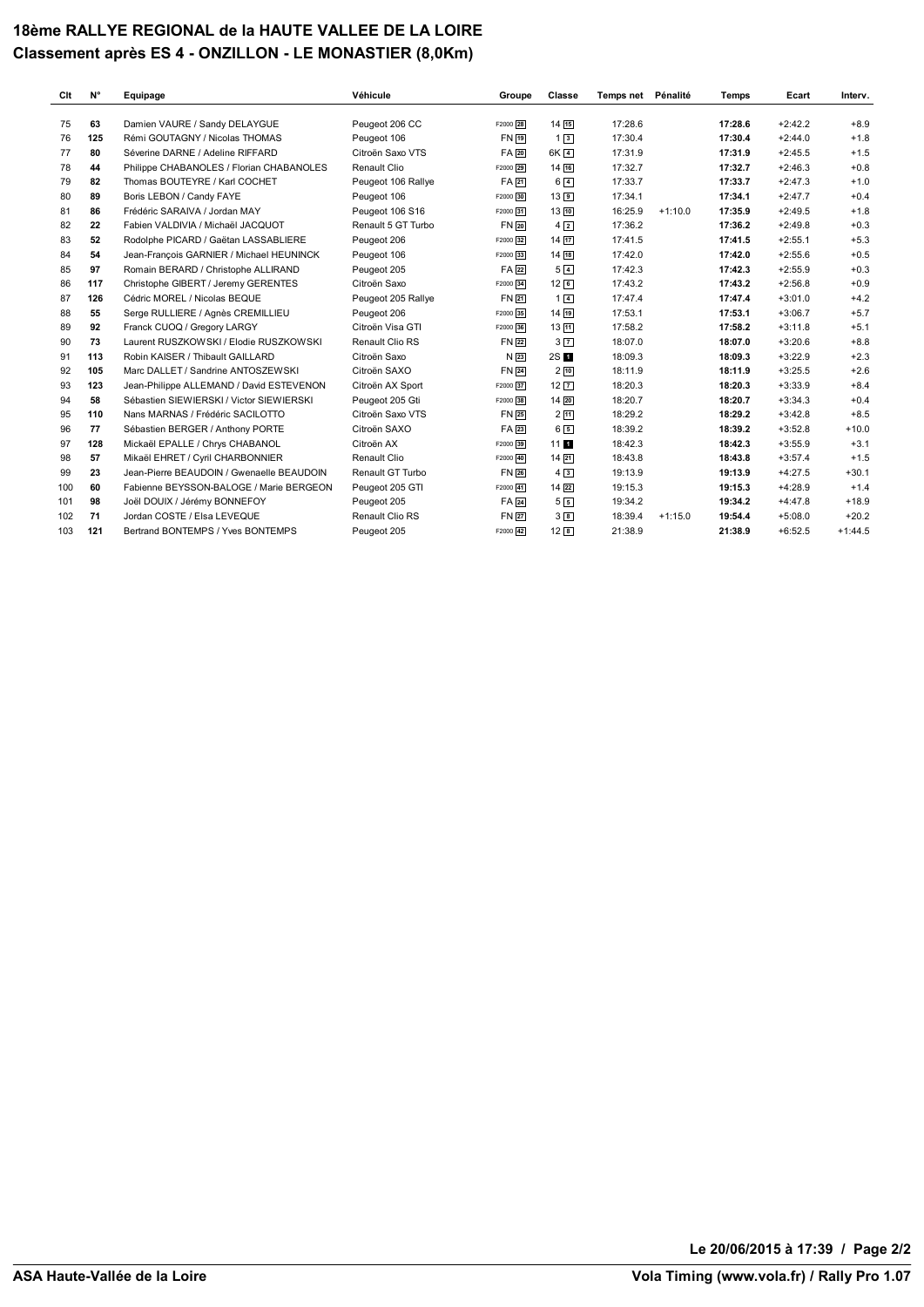# 18ème RALLYE REGIONAL de la HAUTE VALLEE DE LA LOIRE
## Classement après ES 4 - ONZILLON - LE MONASTIER (8,0Km)

| Clt | N° | Equipage | Véhicule | Groupe | Classe | Temps net | Pénalité | Temps | Ecart | Interv. |
|---|---|---|---|---|---|---|---|---|---|---|
| 75 | 63 | Damien VAURE / Sandy DELAYGUE | Peugeot 206 CC | F2000 28 | 14 15 | 17:28.6 | | 17:28.6 | +2:42.2 | +8.9 |
| 76 | 125 | Rémi GOUTAGNY / Nicolas THOMAS | Peugeot 106 | FN 19 | 1 3 | 17:30.4 | | 17:30.4 | +2:44.0 | +1.8 |
| 77 | 80 | Séverine DARNE / Adeline RIFFARD | Citroën Saxo VTS | FA 20 | 6K 4 | 17:31.9 | | 17:31.9 | +2:45.5 | +1.5 |
| 78 | 44 | Philippe CHABANOLES / Florian CHABANOLES | Renault Clio | F2000 29 | 14 16 | 17:32.7 | | 17:32.7 | +2:46.3 | +0.8 |
| 79 | 82 | Thomas BOUTEYRE / Karl COCHET | Peugeot 106 Rallye | FA 21 | 6 4 | 17:33.7 | | 17:33.7 | +2:47.3 | +1.0 |
| 80 | 89 | Boris LEBON / Candy FAYE | Peugeot 106 | F2000 30 | 13 9 | 17:34.1 | | 17:34.1 | +2:47.7 | +0.4 |
| 81 | 86 | Frédéric SARAIVA / Jordan MAY | Peugeot 106 S16 | F2000 31 | 13 10 | 16:25.9 | +1:10.0 | 17:35.9 | +2:49.5 | +1.8 |
| 82 | 22 | Fabien VALDIVIA / Michaël JACQUOT | Renault 5 GT Turbo | FN 20 | 4 2 | 17:36.2 | | 17:36.2 | +2:49.8 | +0.3 |
| 83 | 52 | Rodolphe PICARD / Gaëtan LASSABLIERE | Peugeot 206 | F2000 32 | 14 17 | 17:41.5 | | 17:41.5 | +2:55.1 | +5.3 |
| 84 | 54 | Jean-François GARNIER / Michael HEUNINCK | Peugeot 106 | F2000 33 | 14 18 | 17:42.0 | | 17:42.0 | +2:55.6 | +0.5 |
| 85 | 97 | Romain BERARD / Christophe ALLIRAND | Peugeot 205 | FA 22 | 5 4 | 17:42.3 | | 17:42.3 | +2:55.9 | +0.3 |
| 86 | 117 | Christophe GIBERT / Jeremy GERENTES | Citroën Saxo | F2000 34 | 12 6 | 17:43.2 | | 17:43.2 | +2:56.8 | +0.9 |
| 87 | 126 | Cédric MOREL / Nicolas BEQUE | Peugeot 205 Rallye | FN 21 | 1 4 | 17:47.4 | | 17:47.4 | +3:01.0 | +4.2 |
| 88 | 55 | Serge RULLIERE / Agnès CREMILLIEU | Peugeot 206 | F2000 35 | 14 19 | 17:53.1 | | 17:53.1 | +3:06.7 | +5.7 |
| 89 | 92 | Franck CUOQ / Gregory LARGY | Citroën Visa GTI | F2000 36 | 13 11 | 17:58.2 | | 17:58.2 | +3:11.8 | +5.1 |
| 90 | 73 | Laurent RUSZKOWSKI / Elodie RUSZKOWSKI | Renault Clio RS | FN 22 | 3 7 | 18:07.0 | | 18:07.0 | +3:20.6 | +8.8 |
| 91 | 113 | Robin KAISER / Thibault GAILLARD | Citroën Saxo | N 23 | 2S 1 | 18:09.3 | | 18:09.3 | +3:22.9 | +2.3 |
| 92 | 105 | Marc DALLET / Sandrine ANTOSZEWSKI | Citroën SAXO | FN 24 | 2 10 | 18:11.9 | | 18:11.9 | +3:25.5 | +2.6 |
| 93 | 123 | Jean-Philippe ALLEMAND / David ESTEVENON | Citroën AX Sport | F2000 37 | 12 7 | 18:20.3 | | 18:20.3 | +3:33.9 | +8.4 |
| 94 | 58 | Sébastien SIEWIERSKI / Victor SIEWIERSKI | Peugeot 205 Gti | F2000 38 | 14 20 | 18:20.7 | | 18:20.7 | +3:34.3 | +0.4 |
| 95 | 110 | Nans MARNAS / Frédéric SACILOTTO | Citroën Saxo VTS | FN 25 | 2 11 | 18:29.2 | | 18:29.2 | +3:42.8 | +8.5 |
| 96 | 77 | Sébastien BERGER / Anthony PORTE | Citroën SAXO | FA 23 | 6 5 | 18:39.2 | | 18:39.2 | +3:52.8 | +10.0 |
| 97 | 128 | Mickaël EPALLE / Chrys CHABANOL | Citroën AX | F2000 39 | 11 1 | 18:42.3 | | 18:42.3 | +3:55.9 | +3.1 |
| 98 | 57 | Mikaël EHRET / Cyril CHARBONNIER | Renault Clio | F2000 40 | 14 21 | 18:43.8 | | 18:43.8 | +3:57.4 | +1.5 |
| 99 | 23 | Jean-Pierre BEAUDOIN / Gwenaelle BEAUDOIN | Renault GT Turbo | FN 26 | 4 3 | 19:13.9 | | 19:13.9 | +4:27.5 | +30.1 |
| 100 | 60 | Fabienne BEYSSON-BALOGE / Marie BERGEON | Peugeot 205 GTI | F2000 41 | 14 22 | 19:15.3 | | 19:15.3 | +4:28.9 | +1.4 |
| 101 | 98 | Joël DOUIX / Jérémy BONNEFOY | Peugeot 205 | FA 24 | 5 5 | 19:34.2 | | 19:34.2 | +4:47.8 | +18.9 |
| 102 | 71 | Jordan COSTE / Elsa LEVEQUE | Renault Clio RS | FN 27 | 3 8 | 18:39.4 | +1:15.0 | 19:54.4 | +5:08.0 | +20.2 |
| 103 | 121 | Bertrand BONTEMPS / Yves BONTEMPS | Peugeot 205 | F2000 42 | 12 8 | 21:38.9 | | 21:38.9 | +6:52.5 | +1:44.5 |

Le 20/06/2015 à 17:39

ASA Haute-Vallée de la Loire

Vola Timing (www.vola.fr) / Rally Pro 1.07